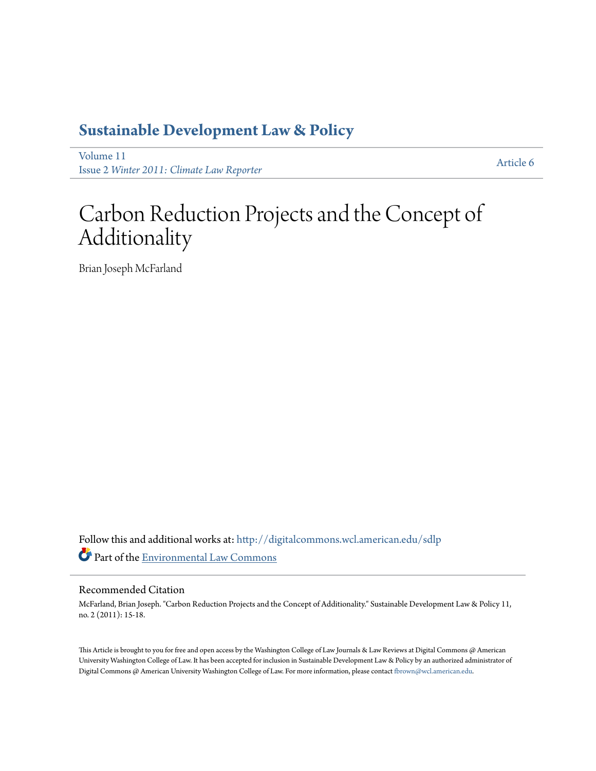# Sustainable Development Law & Policy

Volume 11
Issue 2 *Winter 2011: Climate Law Reporter*

Article 6

# Carbon Reduction Projects and the Concept of Additionality

Brian Joseph McFarland

Follow this and additional works at: http://digitalcommons.wcl.american.edu/sdlp

Part of the Environmental Law Commons

## Recommended Citation

McFarland, Brian Joseph. "Carbon Reduction Projects and the Concept of Additionality." Sustainable Development Law & Policy 11, no. 2 (2011): 15-18.

This Article is brought to you for free and open access by the Washington College of Law Journals & Law Reviews at Digital Commons @ American University Washington College of Law. It has been accepted for inclusion in Sustainable Development Law & Policy by an authorized administrator of Digital Commons @ American University Washington College of Law. For more information, please contact fbrown@wcl.american.edu.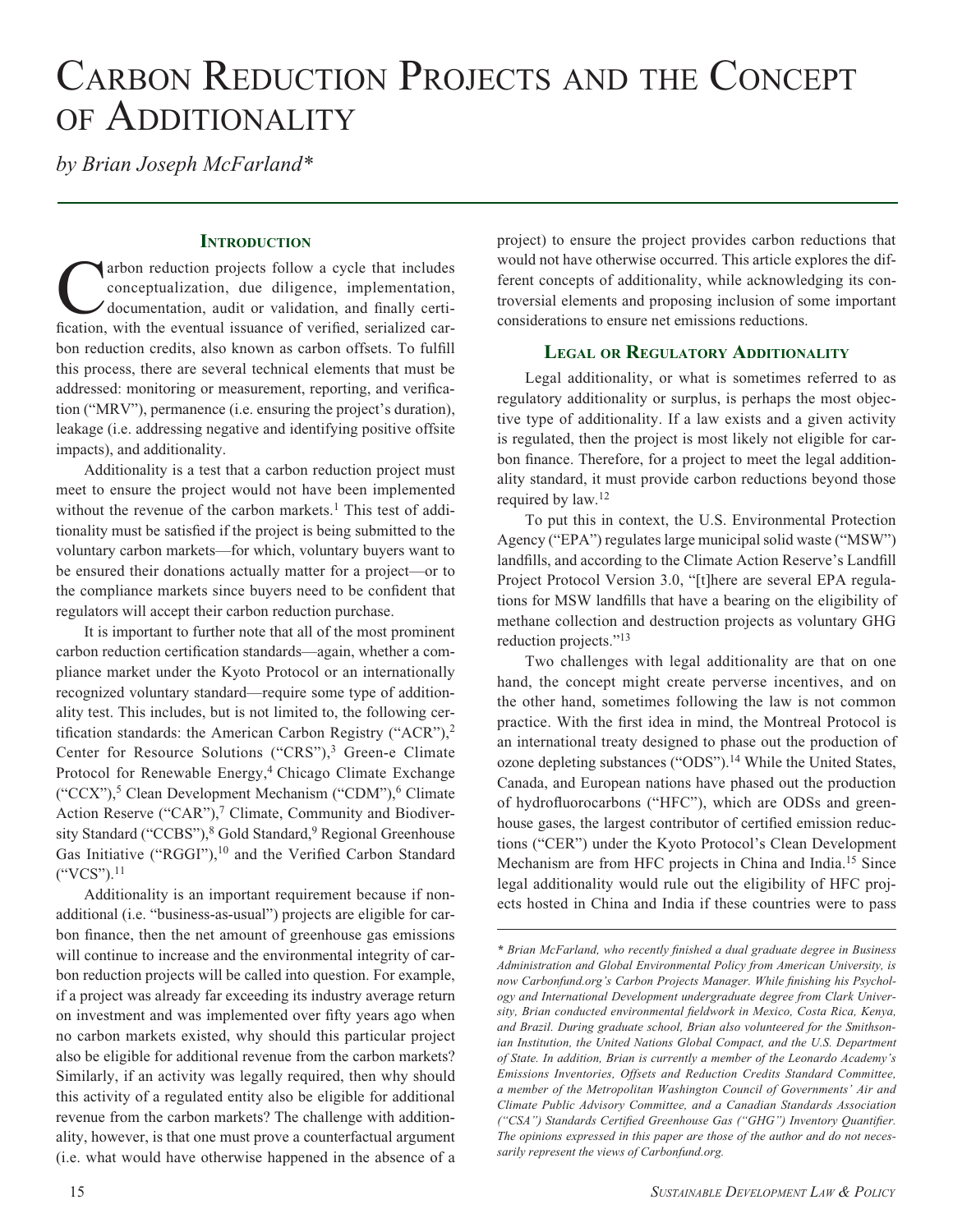# Carbon Reduction Projects and the Concept of Additionality

*by Brian Joseph McFarland**

## Introduction

Carbon reduction projects follow a cycle that includes conceptualization, due diligence, implementation, documentation, audit or validation, and finally certification, with the eventual issuance of verified, serialized carbon reduction credits, also known as carbon offsets. To fulfill this process, there are several technical elements that must be addressed: monitoring or measurement, reporting, and verification ("MRV"), permanence (i.e. ensuring the project's duration), leakage (i.e. addressing negative and identifying positive offsite impacts), and additionality.

Additionality is a test that a carbon reduction project must meet to ensure the project would not have been implemented without the revenue of the carbon markets.[1] This test of additionality must be satisfied if the project is being submitted to the voluntary carbon markets—for which, voluntary buyers want to be ensured their donations actually matter for a project—or to the compliance markets since buyers need to be confident that regulators will accept their carbon reduction purchase.

It is important to further note that all of the most prominent carbon reduction certification standards—again, whether a compliance market under the Kyoto Protocol or an internationally recognized voluntary standard—require some type of additionality test. This includes, but is not limited to, the following certification standards: the American Carbon Registry ("ACR"),[2] Center for Resource Solutions ("CRS"),[3] Green-e Climate Protocol for Renewable Energy,[4] Chicago Climate Exchange ("CCX"),[5] Clean Development Mechanism ("CDM"),[6] Climate Action Reserve ("CAR"),[7] Climate, Community and Biodiversity Standard ("CCBS"),[8] Gold Standard,[9] Regional Greenhouse Gas Initiative ("RGGI"),[10] and the Verified Carbon Standard ("VCS").[11]

Additionality is an important requirement because if non-additional (i.e. "business-as-usual") projects are eligible for carbon finance, then the net amount of greenhouse gas emissions will continue to increase and the environmental integrity of carbon reduction projects will be called into question. For example, if a project was already far exceeding its industry average return on investment and was implemented over fifty years ago when no carbon markets existed, why should this particular project also be eligible for additional revenue from the carbon markets? Similarly, if an activity was legally required, then why should this activity of a regulated entity also be eligible for additional revenue from the carbon markets? The challenge with additionality, however, is that one must prove a counterfactual argument (i.e. what would have otherwise happened in the absence of a project) to ensure the project provides carbon reductions that would not have otherwise occurred. This article explores the different concepts of additionality, while acknowledging its controversial elements and proposing inclusion of some important considerations to ensure net emissions reductions.

## Legal or Regulatory Additionality

Legal additionality, or what is sometimes referred to as regulatory additionality or surplus, is perhaps the most objective type of additionality. If a law exists and a given activity is regulated, then the project is most likely not eligible for carbon finance. Therefore, for a project to meet the legal additionality standard, it must provide carbon reductions beyond those required by law.[12]

To put this in context, the U.S. Environmental Protection Agency ("EPA") regulates large municipal solid waste ("MSW") landfills, and according to the Climate Action Reserve's Landfill Project Protocol Version 3.0, "[t]here are several EPA regulations for MSW landfills that have a bearing on the eligibility of methane collection and destruction projects as voluntary GHG reduction projects."[13]

Two challenges with legal additionality are that on one hand, the concept might create perverse incentives, and on the other hand, sometimes following the law is not common practice. With the first idea in mind, the Montreal Protocol is an international treaty designed to phase out the production of ozone depleting substances ("ODS").[14] While the United States, Canada, and European nations have phased out the production of hydrofluorocarbons ("HFC"), which are ODSs and greenhouse gases, the largest contributor of certified emission reductions ("CER") under the Kyoto Protocol's Clean Development Mechanism are from HFC projects in China and India.[15] Since legal additionality would rule out the eligibility of HFC projects hosted in China and India if these countries were to pass

---

*\* Brian McFarland, who recently finished a dual graduate degree in Business Administration and Global Environmental Policy from American University, is now Carbonfund.org's Carbon Projects Manager. While finishing his Psychology and International Development undergraduate degree from Clark University, Brian conducted environmental fieldwork in Mexico, Costa Rica, Kenya, and Brazil. During graduate school, Brian also volunteered for the Smithsonian Institution, the United Nations Global Compact, and the U.S. Department of State. In addition, Brian is currently a member of the Leonardo Academy's Emissions Inventories, Offsets and Reduction Credits Standard Committee, a member of the Metropolitan Washington Council of Governments' Air and Climate Public Advisory Committee, and a Canadian Standards Association ("CSA") Standards Certified Greenhouse Gas ("GHG") Inventory Quantifier. The opinions expressed in this paper are those of the author and do not necessarily represent the views of Carbonfund.org.*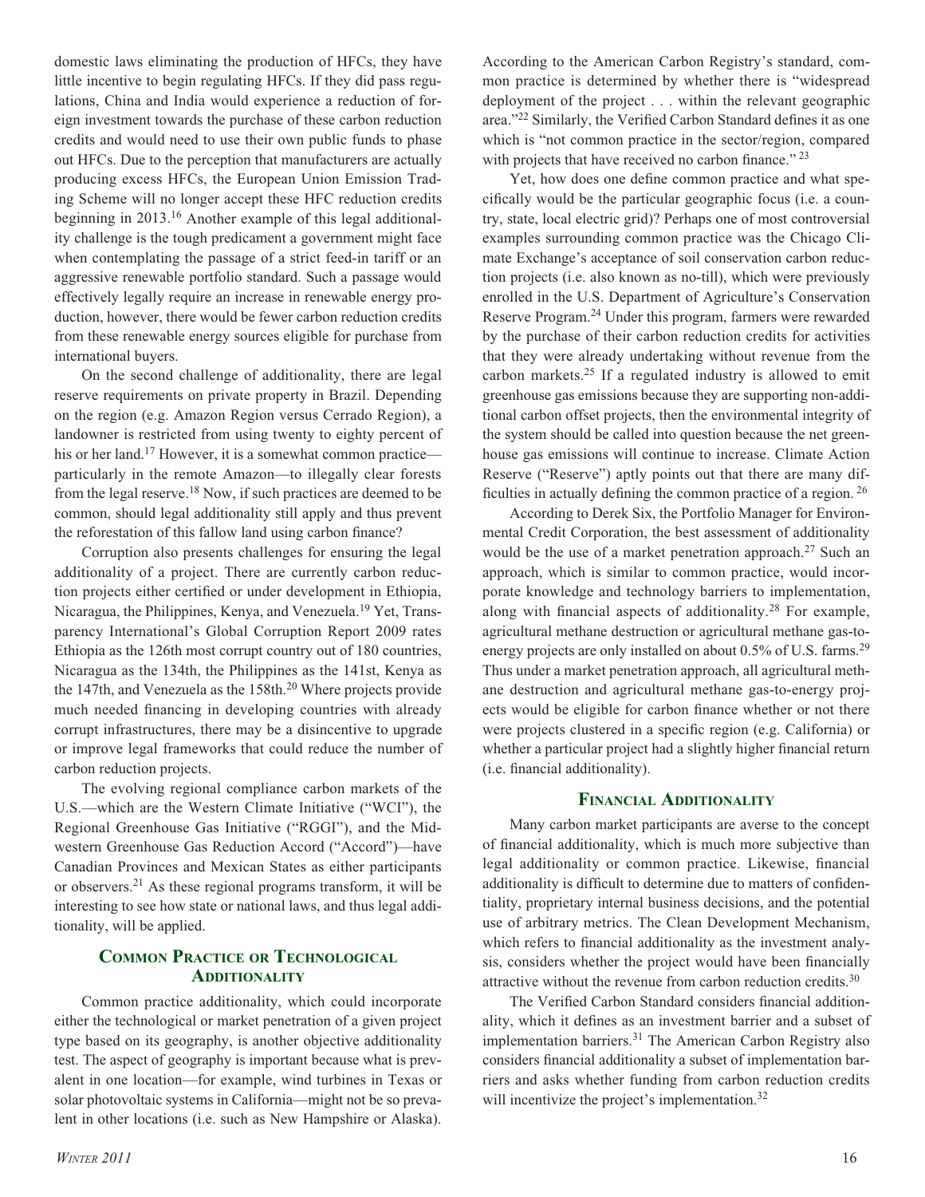domestic laws eliminating the production of HFCs, they have little incentive to begin regulating HFCs. If they did pass regulations, China and India would experience a reduction of foreign investment towards the purchase of these carbon reduction credits and would need to use their own public funds to phase out HFCs. Due to the perception that manufacturers are actually producing excess HFCs, the European Union Emission Trading Scheme will no longer accept these HFC reduction credits beginning in 2013.[16] Another example of this legal additionality challenge is the tough predicament a government might face when contemplating the passage of a strict feed-in tariff or an aggressive renewable portfolio standard. Such a passage would effectively legally require an increase in renewable energy production, however, there would be fewer carbon reduction credits from these renewable energy sources eligible for purchase from international buyers.

On the second challenge of additionality, there are legal reserve requirements on private property in Brazil. Depending on the region (e.g. Amazon Region versus Cerrado Region), a landowner is restricted from using twenty to eighty percent of his or her land.[17] However, it is a somewhat common practice—particularly in the remote Amazon—to illegally clear forests from the legal reserve.[18] Now, if such practices are deemed to be common, should legal additionality still apply and thus prevent the reforestation of this fallow land using carbon finance?

Corruption also presents challenges for ensuring the legal additionality of a project. There are currently carbon reduction projects either certified or under development in Ethiopia, Nicaragua, the Philippines, Kenya, and Venezuela.[19] Yet, Transparency International's Global Corruption Report 2009 rates Ethiopia as the 126th most corrupt country out of 180 countries, Nicaragua as the 134th, the Philippines as the 141st, Kenya as the 147th, and Venezuela as the 158th.[20] Where projects provide much needed financing in developing countries with already corrupt infrastructures, there may be a disincentive to upgrade or improve legal frameworks that could reduce the number of carbon reduction projects.

The evolving regional compliance carbon markets of the U.S.—which are the Western Climate Initiative ("WCI"), the Regional Greenhouse Gas Initiative ("RGGI"), and the Midwestern Greenhouse Gas Reduction Accord ("Accord")—have Canadian Provinces and Mexican States as either participants or observers.[21] As these regional programs transform, it will be interesting to see how state or national laws, and thus legal additionality, will be applied.

## Common Practice or Technological Additionality

Common practice additionality, which could incorporate either the technological or market penetration of a given project type based on its geography, is another objective additionality test. The aspect of geography is important because what is prevalent in one location—for example, wind turbines in Texas or solar photovoltaic systems in California—might not be so prevalent in other locations (i.e. such as New Hampshire or Alaska). According to the American Carbon Registry's standard, common practice is determined by whether there is "widespread deployment of the project . . . within the relevant geographic area."[22] Similarly, the Verified Carbon Standard defines it as one which is "not common practice in the sector/region, compared with projects that have received no carbon finance."[23]

Yet, how does one define common practice and what specifically would be the particular geographic focus (i.e. a country, state, local electric grid)? Perhaps one of most controversial examples surrounding common practice was the Chicago Climate Exchange's acceptance of soil conservation carbon reduction projects (i.e. also known as no-till), which were previously enrolled in the U.S. Department of Agriculture's Conservation Reserve Program.[24] Under this program, farmers were rewarded by the purchase of their carbon reduction credits for activities that they were already undertaking without revenue from the carbon markets.[25] If a regulated industry is allowed to emit greenhouse gas emissions because they are supporting non-additional carbon offset projects, then the environmental integrity of the system should be called into question because the net greenhouse gas emissions will continue to increase. Climate Action Reserve ("Reserve") aptly points out that there are many difficulties in actually defining the common practice of a region.[26]

According to Derek Six, the Portfolio Manager for Environmental Credit Corporation, the best assessment of additionality would be the use of a market penetration approach.[27] Such an approach, which is similar to common practice, would incorporate knowledge and technology barriers to implementation, along with financial aspects of additionality.[28] For example, agricultural methane destruction or agricultural methane gas-to-energy projects are only installed on about 0.5% of U.S. farms.[29] Thus under a market penetration approach, all agricultural methane destruction and agricultural methane gas-to-energy projects would be eligible for carbon finance whether or not there were projects clustered in a specific region (e.g. California) or whether a particular project had a slightly higher financial return (i.e. financial additionality).

## Financial Additionality

Many carbon market participants are averse to the concept of financial additionality, which is much more subjective than legal additionality or common practice. Likewise, financial additionality is difficult to determine due to matters of confidentiality, proprietary internal business decisions, and the potential use of arbitrary metrics. The Clean Development Mechanism, which refers to financial additionality as the investment analysis, considers whether the project would have been financially attractive without the revenue from carbon reduction credits.[30]

The Verified Carbon Standard considers financial additionality, which it defines as an investment barrier and a subset of implementation barriers.[31] The American Carbon Registry also considers financial additionality a subset of implementation barriers and asks whether funding from carbon reduction credits will incentivize the project's implementation.[32]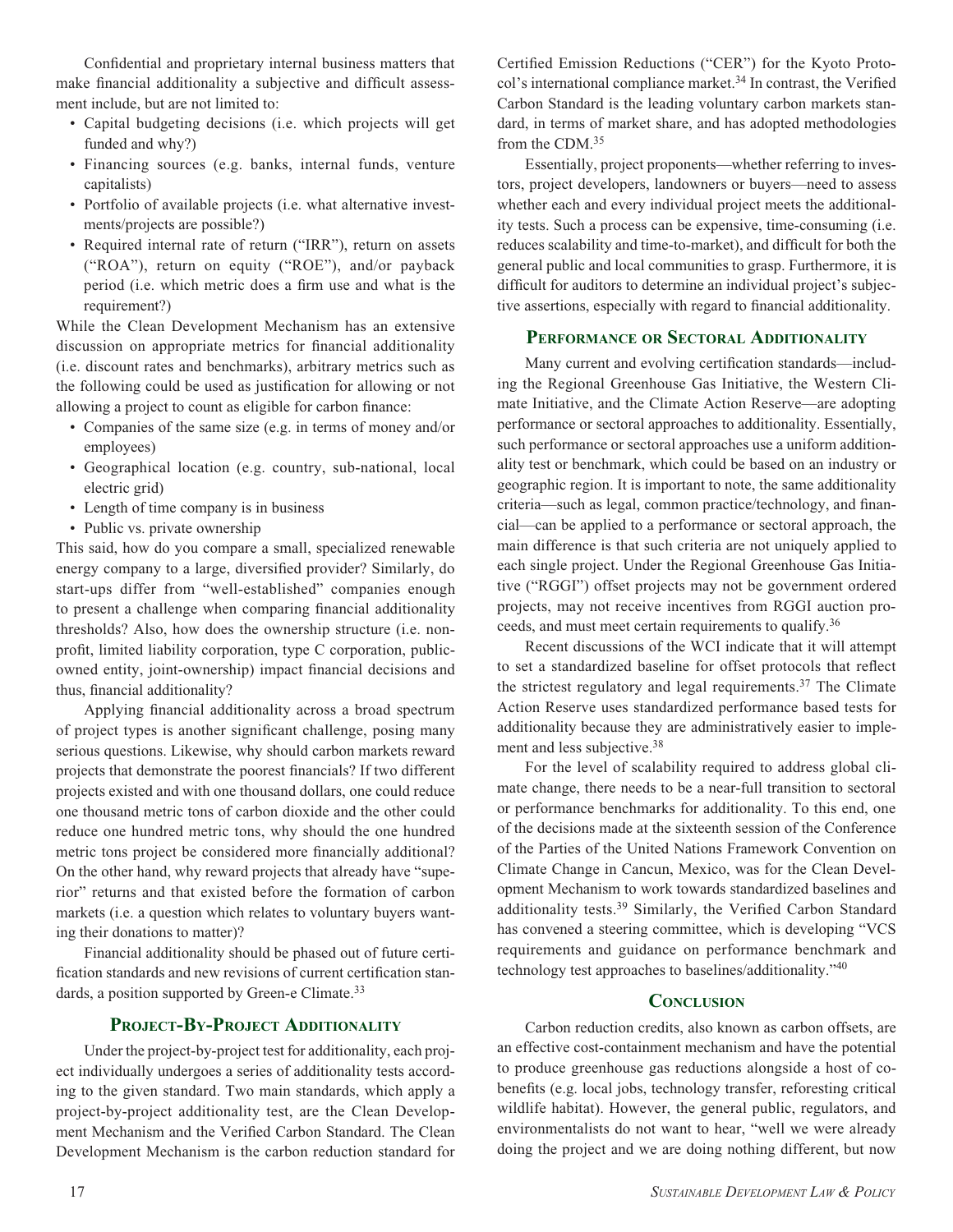Confidential and proprietary internal business matters that make financial additionality a subjective and difficult assessment include, but are not limited to:

- Capital budgeting decisions (i.e. which projects will get funded and why?)
- Financing sources (e.g. banks, internal funds, venture capitalists)
- Portfolio of available projects (i.e. what alternative investments/projects are possible?)
- Required internal rate of return ("IRR"), return on assets ("ROA"), return on equity ("ROE"), and/or payback period (i.e. which metric does a firm use and what is the requirement?)

While the Clean Development Mechanism has an extensive discussion on appropriate metrics for financial additionality (i.e. discount rates and benchmarks), arbitrary metrics such as the following could be used as justification for allowing or not allowing a project to count as eligible for carbon finance:

- Companies of the same size (e.g. in terms of money and/or employees)
- Geographical location (e.g. country, sub-national, local electric grid)
- Length of time company is in business
- Public vs. private ownership

This said, how do you compare a small, specialized renewable energy company to a large, diversified provider? Similarly, do start-ups differ from "well-established" companies enough to present a challenge when comparing financial additionality thresholds? Also, how does the ownership structure (i.e. non-profit, limited liability corporation, type C corporation, public-owned entity, joint-ownership) impact financial decisions and thus, financial additionality?

Applying financial additionality across a broad spectrum of project types is another significant challenge, posing many serious questions. Likewise, why should carbon markets reward projects that demonstrate the poorest financials? If two different projects existed and with one thousand dollars, one could reduce one thousand metric tons of carbon dioxide and the other could reduce one hundred metric tons, why should the one hundred metric tons project be considered more financially additional? On the other hand, why reward projects that already have "superior" returns and that existed before the formation of carbon markets (i.e. a question which relates to voluntary buyers wanting their donations to matter)?

Financial additionality should be phased out of future certification standards and new revisions of current certification standards, a position supported by Green-e Climate.[33]

## Project-By-Project Additionality

Under the project-by-project test for additionality, each project individually undergoes a series of additionality tests according to the given standard. Two main standards, which apply a project-by-project additionality test, are the Clean Development Mechanism and the Verified Carbon Standard. The Clean Development Mechanism is the carbon reduction standard for Certified Emission Reductions ("CER") for the Kyoto Protocol's international compliance market.[34] In contrast, the Verified Carbon Standard is the leading voluntary carbon markets standard, in terms of market share, and has adopted methodologies from the CDM.[35]

Essentially, project proponents—whether referring to investors, project developers, landowners or buyers—need to assess whether each and every individual project meets the additionality tests. Such a process can be expensive, time-consuming (i.e. reduces scalability and time-to-market), and difficult for both the general public and local communities to grasp. Furthermore, it is difficult for auditors to determine an individual project's subjective assertions, especially with regard to financial additionality.

## Performance or Sectoral Additionality

Many current and evolving certification standards—including the Regional Greenhouse Gas Initiative, the Western Climate Initiative, and the Climate Action Reserve—are adopting performance or sectoral approaches to additionality. Essentially, such performance or sectoral approaches use a uniform additionality test or benchmark, which could be based on an industry or geographic region. It is important to note, the same additionality criteria—such as legal, common practice/technology, and financial—can be applied to a performance or sectoral approach, the main difference is that such criteria are not uniquely applied to each single project. Under the Regional Greenhouse Gas Initiative ("RGGI") offset projects may not be government ordered projects, may not receive incentives from RGGI auction proceeds, and must meet certain requirements to qualify.[36]

Recent discussions of the WCI indicate that it will attempt to set a standardized baseline for offset protocols that reflect the strictest regulatory and legal requirements.[37] The Climate Action Reserve uses standardized performance based tests for additionality because they are administratively easier to implement and less subjective.[38]

For the level of scalability required to address global climate change, there needs to be a near-full transition to sectoral or performance benchmarks for additionality. To this end, one of the decisions made at the sixteenth session of the Conference of the Parties of the United Nations Framework Convention on Climate Change in Cancun, Mexico, was for the Clean Development Mechanism to work towards standardized baselines and additionality tests.[39] Similarly, the Verified Carbon Standard has convened a steering committee, which is developing "VCS requirements and guidance on performance benchmark and technology test approaches to baselines/additionality."[40]

## Conclusion

Carbon reduction credits, also known as carbon offsets, are an effective cost-containment mechanism and have the potential to produce greenhouse gas reductions alongside a host of co-benefits (e.g. local jobs, technology transfer, reforesting critical wildlife habitat). However, the general public, regulators, and environmentalists do not want to hear, "well we were already doing the project and we are doing nothing different, but now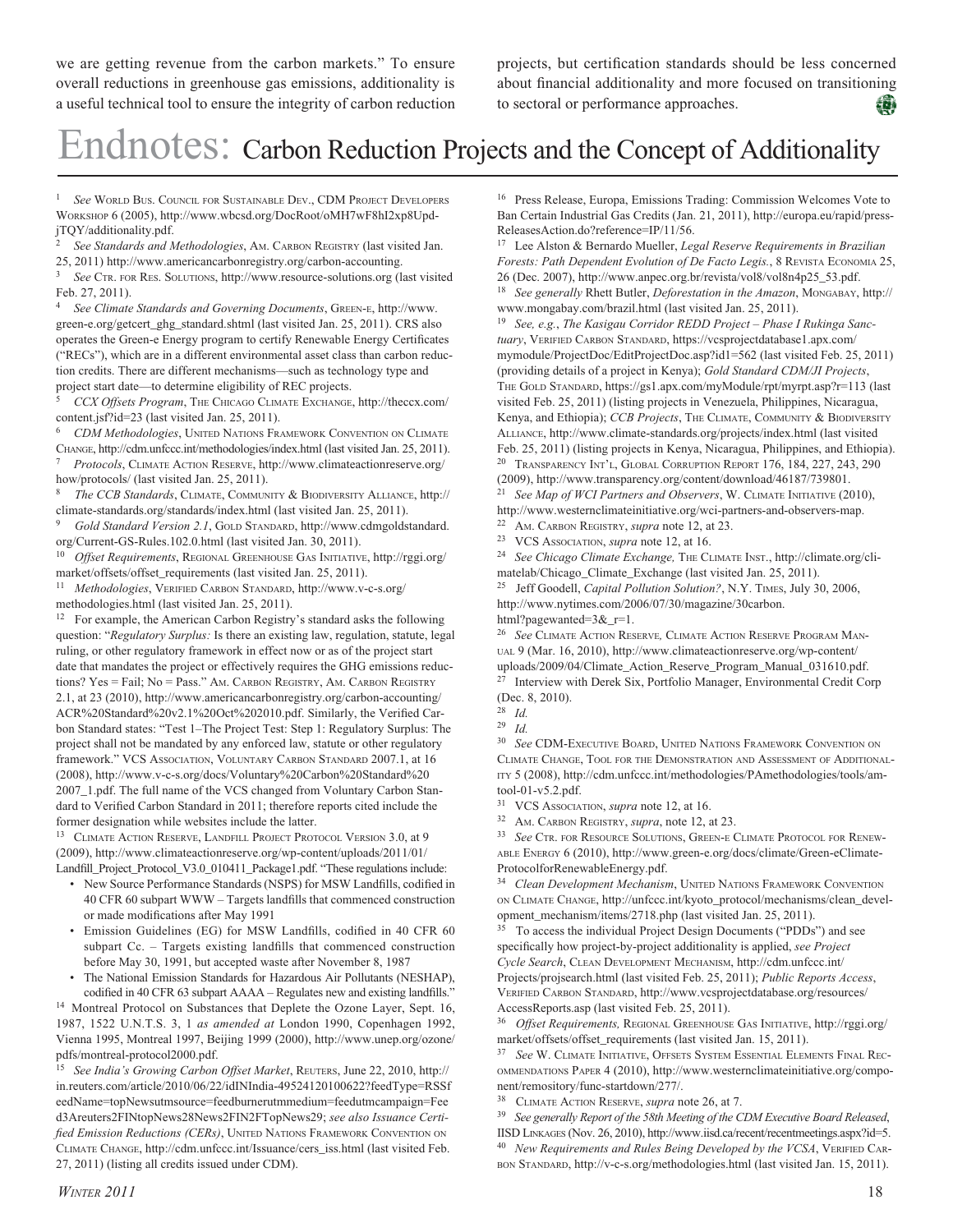we are getting revenue from the carbon markets." To ensure overall reductions in greenhouse gas emissions, additionality is a useful technical tool to ensure the integrity of carbon reduction projects, but certification standards should be less concerned about financial additionality and more focused on transitioning to sectoral or performance approaches.

# Endnotes: Carbon Reduction Projects and the Concept of Additionality

[1] *See* World Bus. Council for Sustainable Dev., CDM Project Developers Workshop 6 (2005), http://www.wbcsd.org/DocRoot/oMH7wF8hI2xp8Upd-jTQY/additionality.pdf.

[2] *See Standards and Methodologies*, Am. Carbon Registry (last visited Jan. 25, 2011) http://www.americancarbonregistry.org/carbon-accounting.

[3] *See* Ctr. for Res. Solutions, http://www.resource-solutions.org (last visited Feb. 27, 2011).

[4] *See Climate Standards and Governing Documents*, Green-e, http://www.green-e.org/getcert_ghg_standard.shtml (last visited Jan. 25, 2011). CRS also operates the Green-e Energy program to certify Renewable Energy Certificates ("RECs"), which are in a different environmental asset class than carbon reduction credits. There are different mechanisms—such as technology type and project start date—to determine eligibility of REC projects.

[5] *CCX Offsets Program*, The Chicago Climate Exchange, http://theccx.com/content.jsf?id=23 (last visited Jan. 25, 2011).

[6] *CDM Methodologies*, United Nations Framework Convention on Climate Change, http://cdm.unfccc.int/methodologies/index.html (last visited Jan. 25, 2011).

[7] *Protocols*, Climate Action Reserve, http://www.climateactionreserve.org/how/protocols/ (last visited Jan. 25, 2011).

[8] *The CCB Standards*, Climate, Community & Biodiversity Alliance, http://climate-standards.org/standards/index.html (last visited Jan. 25, 2011).

[9] *Gold Standard Version 2.1*, Gold Standard, http://www.cdmgoldstandard.org/Current-GS-Rules.102.0.html (last visited Jan. 30, 2011).

[10] *Offset Requirements*, Regional Greenhouse Gas Initiative, http://rggi.org/market/offsets/offset_requirements (last visited Jan. 25, 2011).

[11] *Methodologies*, Verified Carbon Standard, http://www.v-c-s.org/methodologies.html (last visited Jan. 25, 2011).

[12] For example, the American Carbon Registry's standard asks the following question: "*Regulatory Surplus:* Is there an existing law, regulation, statute, legal ruling, or other regulatory framework in effect now or as of the project start date that mandates the project or effectively requires the GHG emissions reductions? Yes = Fail; No = Pass." Am. Carbon Registry, Am. Carbon Registry 2.1, at 23 (2010), http://www.americancarbonregistry.org/carbon-accounting/ACR%20Standard%20v2.1%20Oct%202010.pdf. Similarly, the Verified Carbon Standard states: "Test 1–The Project Test: Step 1: Regulatory Surplus: The project shall not be mandated by any enforced law, statute or other regulatory framework." VCS Association, Voluntary Carbon Standard 2007.1, at 16 (2008), http://www.v-c-s.org/docs/Voluntary%20Carbon%20Standard%202007_1.pdf. The full name of the VCS changed from Voluntary Carbon Standard to Verified Carbon Standard in 2011; therefore reports cited include the former designation while websites include the latter.

[13] Climate Action Reserve, Landfill Project Protocol Version 3.0, at 9 (2009), http://www.climateactionreserve.org/wp-content/uploads/2011/01/Landfill_Project_Protocol_V3.0_010411_Package1.pdf. "These regulations include:

- New Source Performance Standards (NSPS) for MSW Landfills, codified in 40 CFR 60 subpart WWW – Targets landfills that commenced construction or made modifications after May 1991
- Emission Guidelines (EG) for MSW Landfills, codified in 40 CFR 60 subpart Cc. – Targets existing landfills that commenced construction before May 30, 1991, but accepted waste after November 8, 1987
- The National Emission Standards for Hazardous Air Pollutants (NESHAP), codified in 40 CFR 63 subpart AAAA – Regulates new and existing landfills."

[14] Montreal Protocol on Substances that Deplete the Ozone Layer, Sept. 16, 1987, 1522 U.N.T.S. 3, 1 *as amended at* London 1990, Copenhagen 1992, Vienna 1995, Montreal 1997, Beijing 1999 (2000), http://www.unep.org/ozone/pdfs/montreal-protocol2000.pdf.

[15] *See India's Growing Carbon Offset Market*, Reuters, June 22, 2010, http://in.reuters.com/article/2010/06/22/idINIndia-49524120100622?feedType=RSSfeedName=topNewsutmsource=feedburnerutmmedium=feedutmcampaign=Feed3Areuters2FINtopNews28News2FIN2FTopNews29; *see also Issuance Certified Emission Reductions (CERs)*, United Nations Framework Convention on Climate Change, http://cdm.unfccc.int/Issuance/cers_iss.html (last visited Feb. 27, 2011) (listing all credits issued under CDM).

[16] Press Release, Europa, Emissions Trading: Commission Welcomes Vote to Ban Certain Industrial Gas Credits (Jan. 21, 2011), http://europa.eu/rapid/pressReleasesAction.do?reference=IP/11/56.

[17] Lee Alston & Bernardo Mueller, *Legal Reserve Requirements in Brazilian Forests: Path Dependent Evolution of De Facto Legis.*, 8 Revista Economia 25, 26 (Dec. 2007), http://www.anpec.org.br/revista/vol8/vol8n4p25_53.pdf.

[18] *See generally* Rhett Butler, *Deforestation in the Amazon*, Mongabay, http://www.mongabay.com/brazil.html (last visited Jan. 25, 2011).

[19] *See, e.g.*, *The Kasigau Corridor REDD Project – Phase I Rukinga Sanctuary*, Verified Carbon Standard, https://vcsprojectdatabase1.apx.com/mymodule/ProjectDoc/EditProjectDoc.asp?id1=562 (last visited Feb. 25, 2011) (providing details of a project in Kenya); *Gold Standard CDM/JI Projects*, The Gold Standard, https://gs1.apx.com/myModule/rpt/myrpt.asp?r=113 (last visited Feb. 25, 2011) (listing projects in Venezuela, Philippines, Nicaragua, Kenya, and Ethiopia); *CCB Projects*, The Climate, Community & Biodiversity Alliance, http://www.climate-standards.org/projects/index.html (last visited Feb. 25, 2011) (listing projects in Kenya, Nicaragua, Philippines, and Ethiopia).

[20] Transparency Int'l, Global Corruption Report 176, 184, 227, 243, 290 (2009), http://www.transparency.org/content/download/46187/739801.

[21] *See Map of WCI Partners and Observers*, W. Climate Initiative (2010), http://www.westernclimateinitiative.org/wci-partners-and-observers-map.

[22] Am. Carbon Registry, *supra* note 12, at 23.

[23] VCS Association, *supra* note 12, at 16.

[24] *See Chicago Climate Exchange,* The Climate Inst., http://climate.org/climatelab/Chicago_Climate_Exchange (last visited Jan. 25, 2011).

[25] Jeff Goodell, *Capital Pollution Solution?*, N.Y. Times, July 30, 2006, http://www.nytimes.com/2006/07/30/magazine/30carbon.html?pagewanted=3&_r=1.

[26] *See* Climate Action Reserve, Climate Action Reserve Program Manual 9 (Mar. 16, 2010), http://www.climateactionreserve.org/wp-content/uploads/2009/04/Climate_Action_Reserve_Program_Manual_031610.pdf.

[27] Interview with Derek Six, Portfolio Manager, Environmental Credit Corp (Dec. 8, 2010).

[28] *Id.*

[29] *Id.*

[30] *See* CDM-Executive Board, United Nations Framework Convention on Climate Change, Tool for the Demonstration and Assessment of Additionality 5 (2008), http://cdm.unfccc.int/methodologies/PAmethodologies/tools/am-tool-01-v5.2.pdf.

[31] VCS Association, *supra* note 12, at 16.

[32] Am. Carbon Registry, *supra*, note 12, at 23.

[33] *See* Ctr. for Resource Solutions, Green-e Climate Protocol for Renewable Energy 6 (2010), http://www.green-e.org/docs/climate/Green-eClimateProtocolforRenewableEnergy.pdf.

[34] *Clean Development Mechanism*, United Nations Framework Convention on Climate Change, http://unfccc.int/kyoto_protocol/mechanisms/clean_development_mechanism/items/2718.php (last visited Jan. 25, 2011).

[35] To access the individual Project Design Documents ("PDDs") and see specifically how project-by-project additionality is applied, *see Project Cycle Search*, Clean Development Mechanism, http://cdm.unfccc.int/Projects/projsearch.html (last visited Feb. 25, 2011); *Public Reports Access*, Verified Carbon Standard, http://www.vcsprojectdatabase.org/resources/AccessReports.asp (last visited Feb. 25, 2011).

[36] *Offset Requirements,* Regional Greenhouse Gas Initiative, http://rggi.org/market/offsets/offset_requirements (last visited Jan. 15, 2011).

[37] *See* W. Climate Initiative, Offsets System Essential Elements Final Recommendations Paper 4 (2010), http://www.westernclimateinitiative.org/component/remository/func-startdown/277/.

[38] Climate Action Reserve, *supra* note 26, at 7.

[39] *See generally Report of the 58th Meeting of the CDM Executive Board Released*, IISD Linkages (Nov. 26, 2010), http://www.iisd.ca/recent/recentmeetings.aspx?id=5.

[40] *New Requirements and Rules Being Developed by the VCSA*, Verified Carbon Standard, http://v-c-s.org/methodologies.html (last visited Jan. 15, 2011).